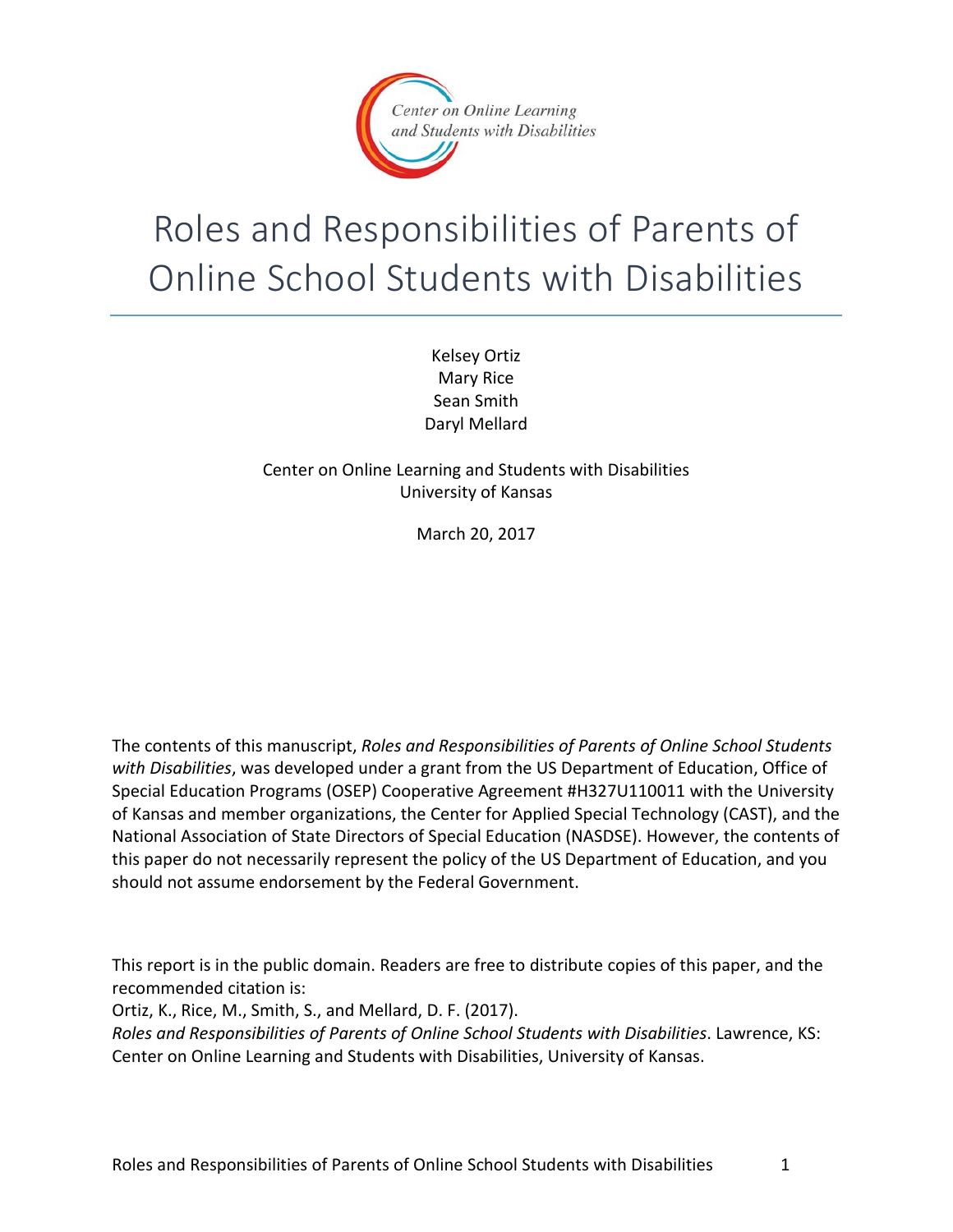Center on Online Learning and Students with Disabilities

# Roles and Responsibilities of Parents of Online School Students with Disabilities

Kelsey Ortiz
Mary Rice
Sean Smith
Daryl Mellard

Center on Online Learning and Students with Disabilities
University of Kansas

March 20, 2017

The contents of this manuscript, *Roles and Responsibilities of Parents of Online School Students with Disabilities*, was developed under a grant from the US Department of Education, Office of Special Education Programs (OSEP) Cooperative Agreement #H327U110011 with the University of Kansas and member organizations, the Center for Applied Special Technology (CAST), and the National Association of State Directors of Special Education (NASDSE). However, the contents of this paper do not necessarily represent the policy of the US Department of Education, and you should not assume endorsement by the Federal Government.

This report is in the public domain. Readers are free to distribute copies of this paper, and the recommended citation is:
Ortiz, K., Rice, M., Smith, S., and Mellard, D. F. (2017).
*Roles and Responsibilities of Parents of Online School Students with Disabilities*. Lawrence, KS: Center on Online Learning and Students with Disabilities, University of Kansas.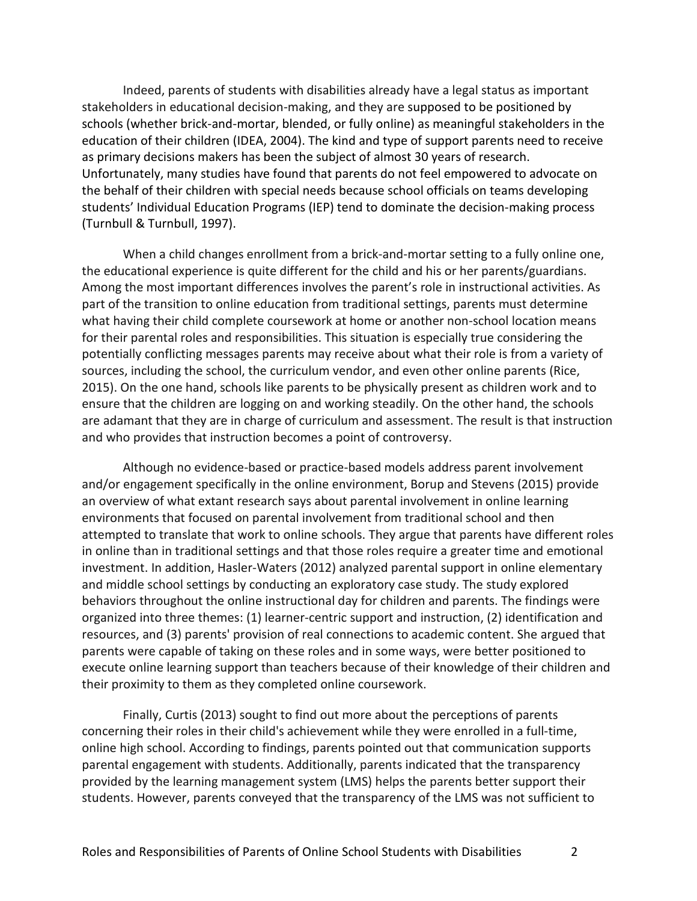Indeed, parents of students with disabilities already have a legal status as important stakeholders in educational decision-making, and they are supposed to be positioned by schools (whether brick-and-mortar, blended, or fully online) as meaningful stakeholders in the education of their children (IDEA, 2004). The kind and type of support parents need to receive as primary decisions makers has been the subject of almost 30 years of research. Unfortunately, many studies have found that parents do not feel empowered to advocate on the behalf of their children with special needs because school officials on teams developing students' Individual Education Programs (IEP) tend to dominate the decision-making process (Turnbull & Turnbull, 1997).

When a child changes enrollment from a brick-and-mortar setting to a fully online one, the educational experience is quite different for the child and his or her parents/guardians. Among the most important differences involves the parent's role in instructional activities. As part of the transition to online education from traditional settings, parents must determine what having their child complete coursework at home or another non-school location means for their parental roles and responsibilities. This situation is especially true considering the potentially conflicting messages parents may receive about what their role is from a variety of sources, including the school, the curriculum vendor, and even other online parents (Rice, 2015). On the one hand, schools like parents to be physically present as children work and to ensure that the children are logging on and working steadily. On the other hand, the schools are adamant that they are in charge of curriculum and assessment. The result is that instruction and who provides that instruction becomes a point of controversy.

Although no evidence-based or practice-based models address parent involvement and/or engagement specifically in the online environment, Borup and Stevens (2015) provide an overview of what extant research says about parental involvement in online learning environments that focused on parental involvement from traditional school and then attempted to translate that work to online schools. They argue that parents have different roles in online than in traditional settings and that those roles require a greater time and emotional investment. In addition, Hasler-Waters (2012) analyzed parental support in online elementary and middle school settings by conducting an exploratory case study. The study explored behaviors throughout the online instructional day for children and parents. The findings were organized into three themes: (1) learner-centric support and instruction, (2) identification and resources, and (3) parents' provision of real connections to academic content. She argued that parents were capable of taking on these roles and in some ways, were better positioned to execute online learning support than teachers because of their knowledge of their children and their proximity to them as they completed online coursework.

Finally, Curtis (2013) sought to find out more about the perceptions of parents concerning their roles in their child's achievement while they were enrolled in a full-time, online high school. According to findings, parents pointed out that communication supports parental engagement with students. Additionally, parents indicated that the transparency provided by the learning management system (LMS) helps the parents better support their students. However, parents conveyed that the transparency of the LMS was not sufficient to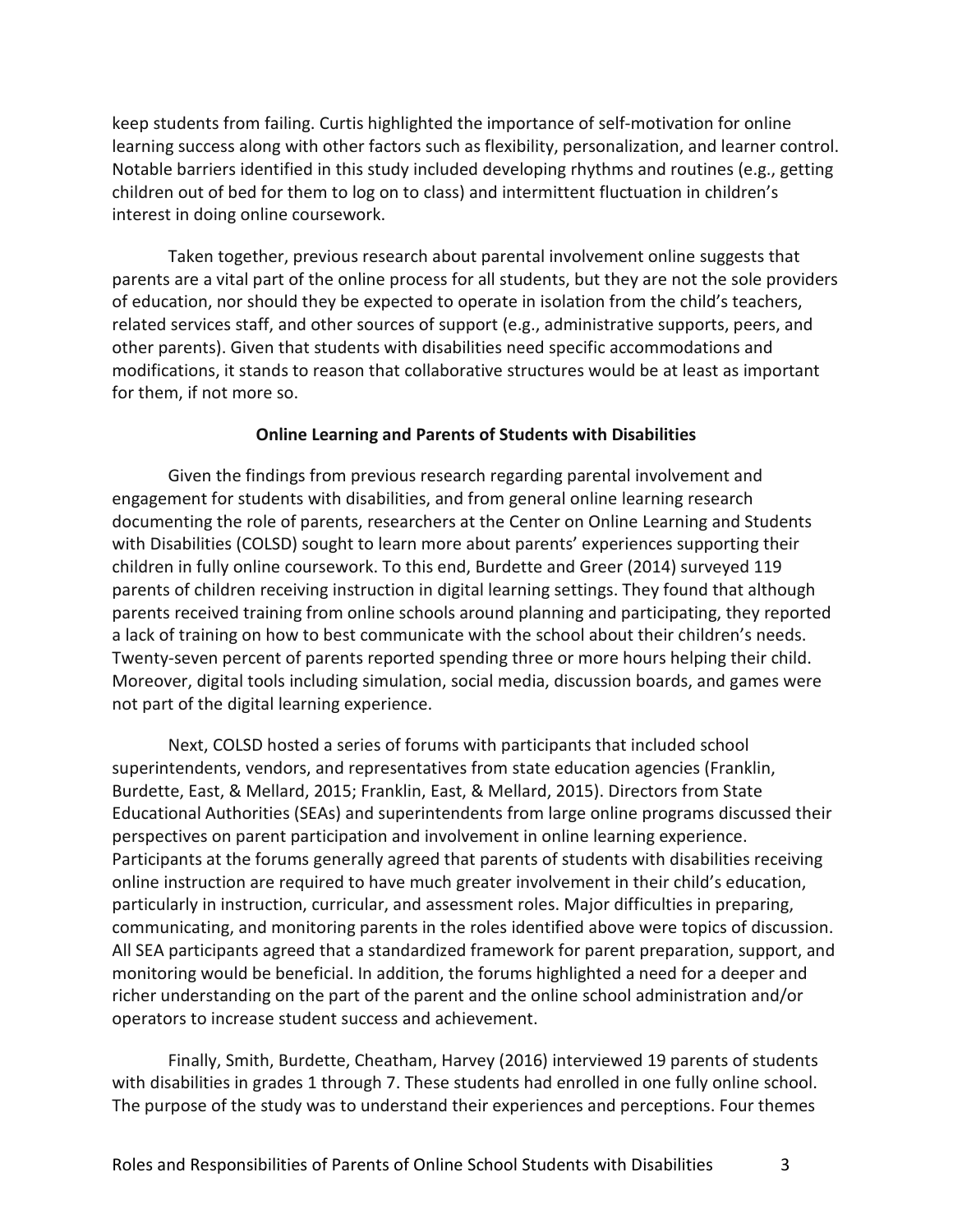keep students from failing. Curtis highlighted the importance of self-motivation for online learning success along with other factors such as flexibility, personalization, and learner control. Notable barriers identified in this study included developing rhythms and routines (e.g., getting children out of bed for them to log on to class) and intermittent fluctuation in children's interest in doing online coursework.

Taken together, previous research about parental involvement online suggests that parents are a vital part of the online process for all students, but they are not the sole providers of education, nor should they be expected to operate in isolation from the child's teachers, related services staff, and other sources of support (e.g., administrative supports, peers, and other parents). Given that students with disabilities need specific accommodations and modifications, it stands to reason that collaborative structures would be at least as important for them, if not more so.

## Online Learning and Parents of Students with Disabilities

Given the findings from previous research regarding parental involvement and engagement for students with disabilities, and from general online learning research documenting the role of parents, researchers at the Center on Online Learning and Students with Disabilities (COLSD) sought to learn more about parents' experiences supporting their children in fully online coursework. To this end, Burdette and Greer (2014) surveyed 119 parents of children receiving instruction in digital learning settings. They found that although parents received training from online schools around planning and participating, they reported a lack of training on how to best communicate with the school about their children's needs. Twenty-seven percent of parents reported spending three or more hours helping their child. Moreover, digital tools including simulation, social media, discussion boards, and games were not part of the digital learning experience.

Next, COLSD hosted a series of forums with participants that included school superintendents, vendors, and representatives from state education agencies (Franklin, Burdette, East, & Mellard, 2015; Franklin, East, & Mellard, 2015). Directors from State Educational Authorities (SEAs) and superintendents from large online programs discussed their perspectives on parent participation and involvement in online learning experience. Participants at the forums generally agreed that parents of students with disabilities receiving online instruction are required to have much greater involvement in their child's education, particularly in instruction, curricular, and assessment roles. Major difficulties in preparing, communicating, and monitoring parents in the roles identified above were topics of discussion. All SEA participants agreed that a standardized framework for parent preparation, support, and monitoring would be beneficial. In addition, the forums highlighted a need for a deeper and richer understanding on the part of the parent and the online school administration and/or operators to increase student success and achievement.

Finally, Smith, Burdette, Cheatham, Harvey (2016) interviewed 19 parents of students with disabilities in grades 1 through 7. These students had enrolled in one fully online school. The purpose of the study was to understand their experiences and perceptions. Four themes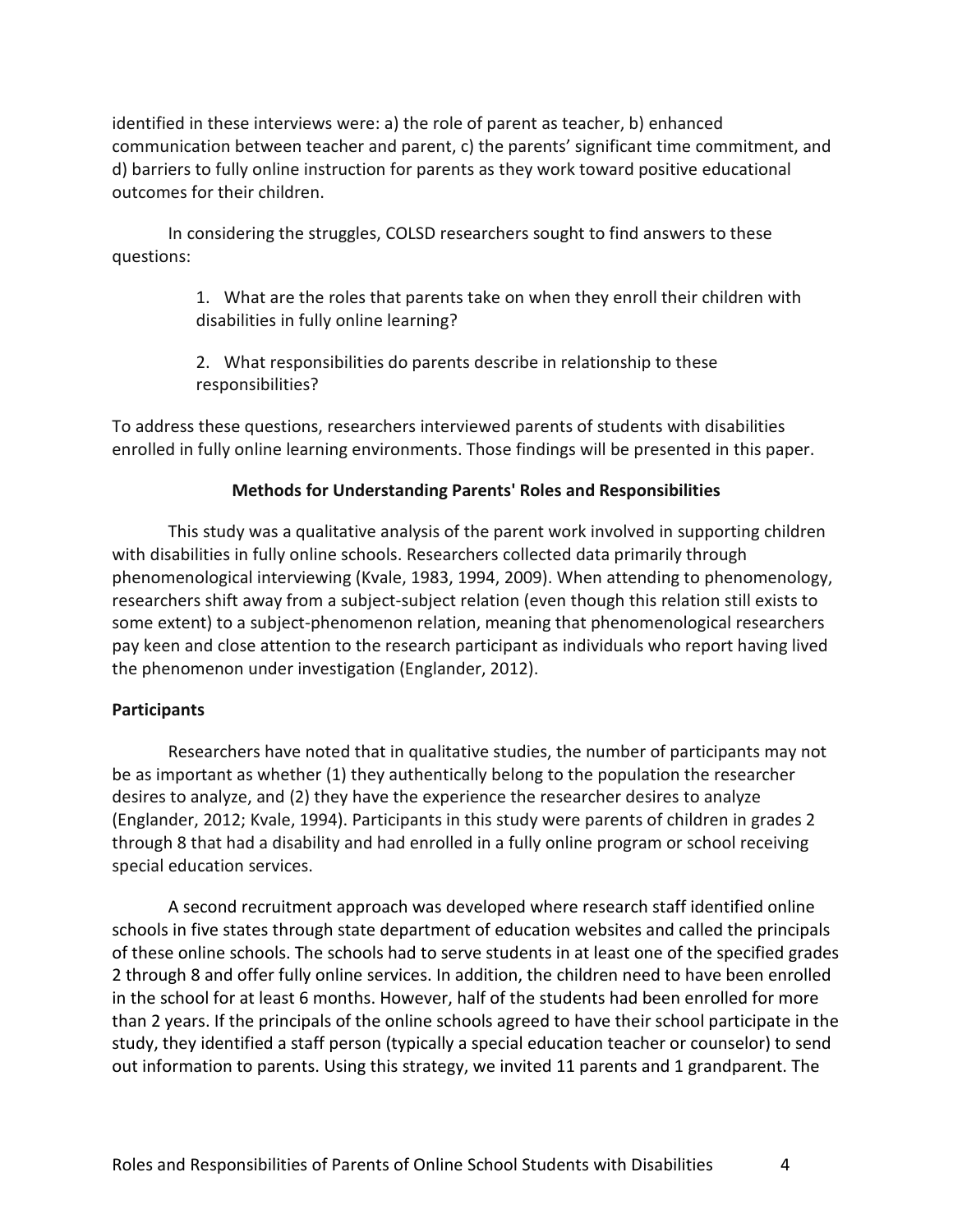identified in these interviews were: a) the role of parent as teacher, b) enhanced communication between teacher and parent, c) the parents' significant time commitment, and d) barriers to fully online instruction for parents as they work toward positive educational outcomes for their children.

In considering the struggles, COLSD researchers sought to find answers to these questions:

1. What are the roles that parents take on when they enroll their children with disabilities in fully online learning?

2. What responsibilities do parents describe in relationship to these responsibilities?

To address these questions, researchers interviewed parents of students with disabilities enrolled in fully online learning environments. Those findings will be presented in this paper.

## Methods for Understanding Parents' Roles and Responsibilities

This study was a qualitative analysis of the parent work involved in supporting children with disabilities in fully online schools. Researchers collected data primarily through phenomenological interviewing (Kvale, 1983, 1994, 2009). When attending to phenomenology, researchers shift away from a subject-subject relation (even though this relation still exists to some extent) to a subject-phenomenon relation, meaning that phenomenological researchers pay keen and close attention to the research participant as individuals who report having lived the phenomenon under investigation (Englander, 2012).

### Participants

Researchers have noted that in qualitative studies, the number of participants may not be as important as whether (1) they authentically belong to the population the researcher desires to analyze, and (2) they have the experience the researcher desires to analyze (Englander, 2012; Kvale, 1994). Participants in this study were parents of children in grades 2 through 8 that had a disability and had enrolled in a fully online program or school receiving special education services.

A second recruitment approach was developed where research staff identified online schools in five states through state department of education websites and called the principals of these online schools. The schools had to serve students in at least one of the specified grades 2 through 8 and offer fully online services. In addition, the children need to have been enrolled in the school for at least 6 months. However, half of the students had been enrolled for more than 2 years. If the principals of the online schools agreed to have their school participate in the study, they identified a staff person (typically a special education teacher or counselor) to send out information to parents. Using this strategy, we invited 11 parents and 1 grandparent. The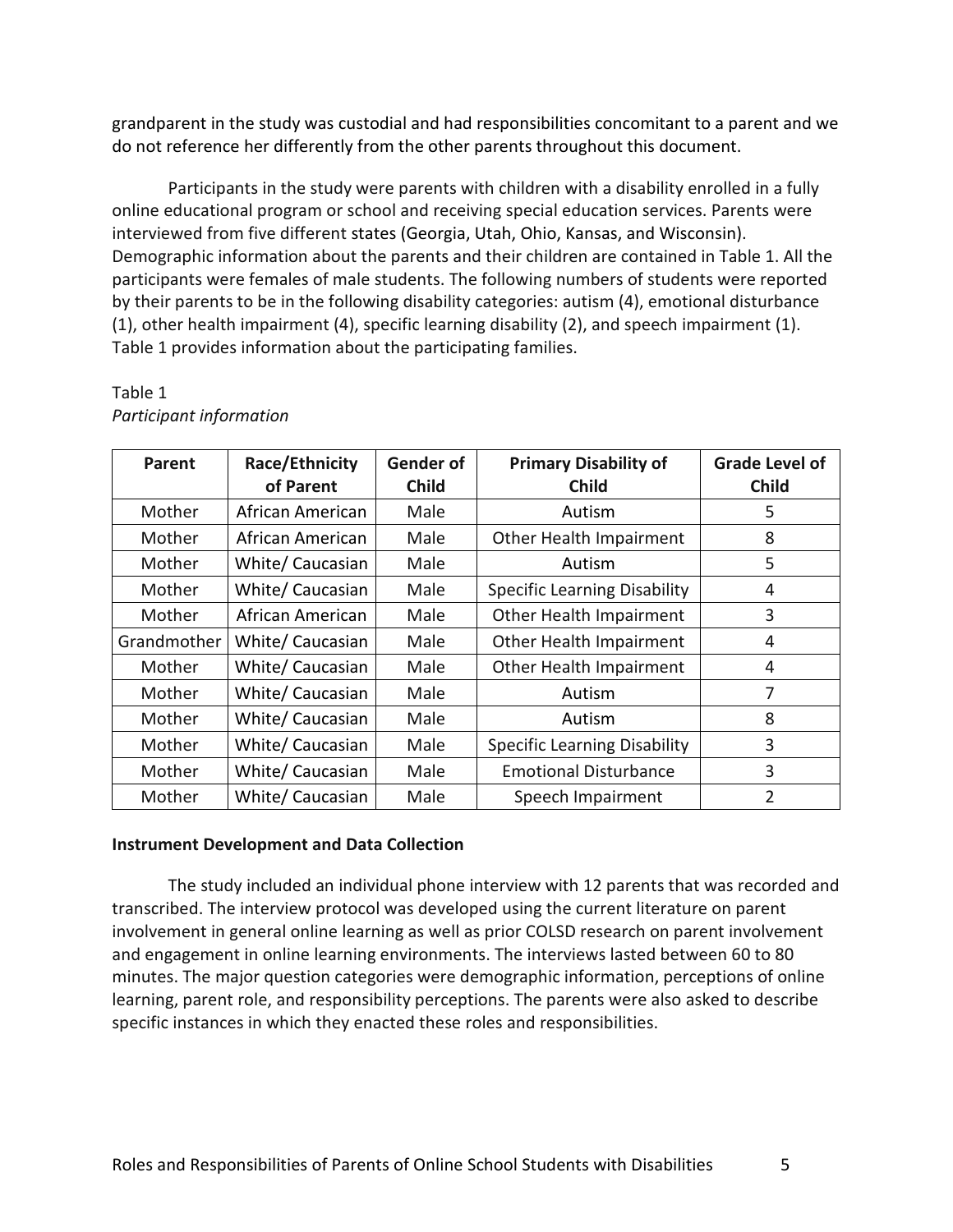grandparent in the study was custodial and had responsibilities concomitant to a parent and we do not reference her differently from the other parents throughout this document.

Participants in the study were parents with children with a disability enrolled in a fully online educational program or school and receiving special education services. Parents were interviewed from five different states (Georgia, Utah, Ohio, Kansas, and Wisconsin). Demographic information about the parents and their children are contained in Table 1. All the participants were females of male students. The following numbers of students were reported by their parents to be in the following disability categories: autism (4), emotional disturbance (1), other health impairment (4), specific learning disability (2), and speech impairment (1). Table 1 provides information about the participating families.

Table 1
*Participant information*

| Parent | Race/Ethnicity of Parent | Gender of Child | Primary Disability of Child | Grade Level of Child |
|---|---|---|---|---|
| Mother | African American | Male | Autism | 5 |
| Mother | African American | Male | Other Health Impairment | 8 |
| Mother | White/ Caucasian | Male | Autism | 5 |
| Mother | White/ Caucasian | Male | Specific Learning Disability | 4 |
| Mother | African American | Male | Other Health Impairment | 3 |
| Grandmother | White/ Caucasian | Male | Other Health Impairment | 4 |
| Mother | White/ Caucasian | Male | Other Health Impairment | 4 |
| Mother | White/ Caucasian | Male | Autism | 7 |
| Mother | White/ Caucasian | Male | Autism | 8 |
| Mother | White/ Caucasian | Male | Specific Learning Disability | 3 |
| Mother | White/ Caucasian | Male | Emotional Disturbance | 3 |
| Mother | White/ Caucasian | Male | Speech Impairment | 2 |

**Instrument Development and Data Collection**

The study included an individual phone interview with 12 parents that was recorded and transcribed. The interview protocol was developed using the current literature on parent involvement in general online learning as well as prior COLSD research on parent involvement and engagement in online learning environments. The interviews lasted between 60 to 80 minutes. The major question categories were demographic information, perceptions of online learning, parent role, and responsibility perceptions. The parents were also asked to describe specific instances in which they enacted these roles and responsibilities.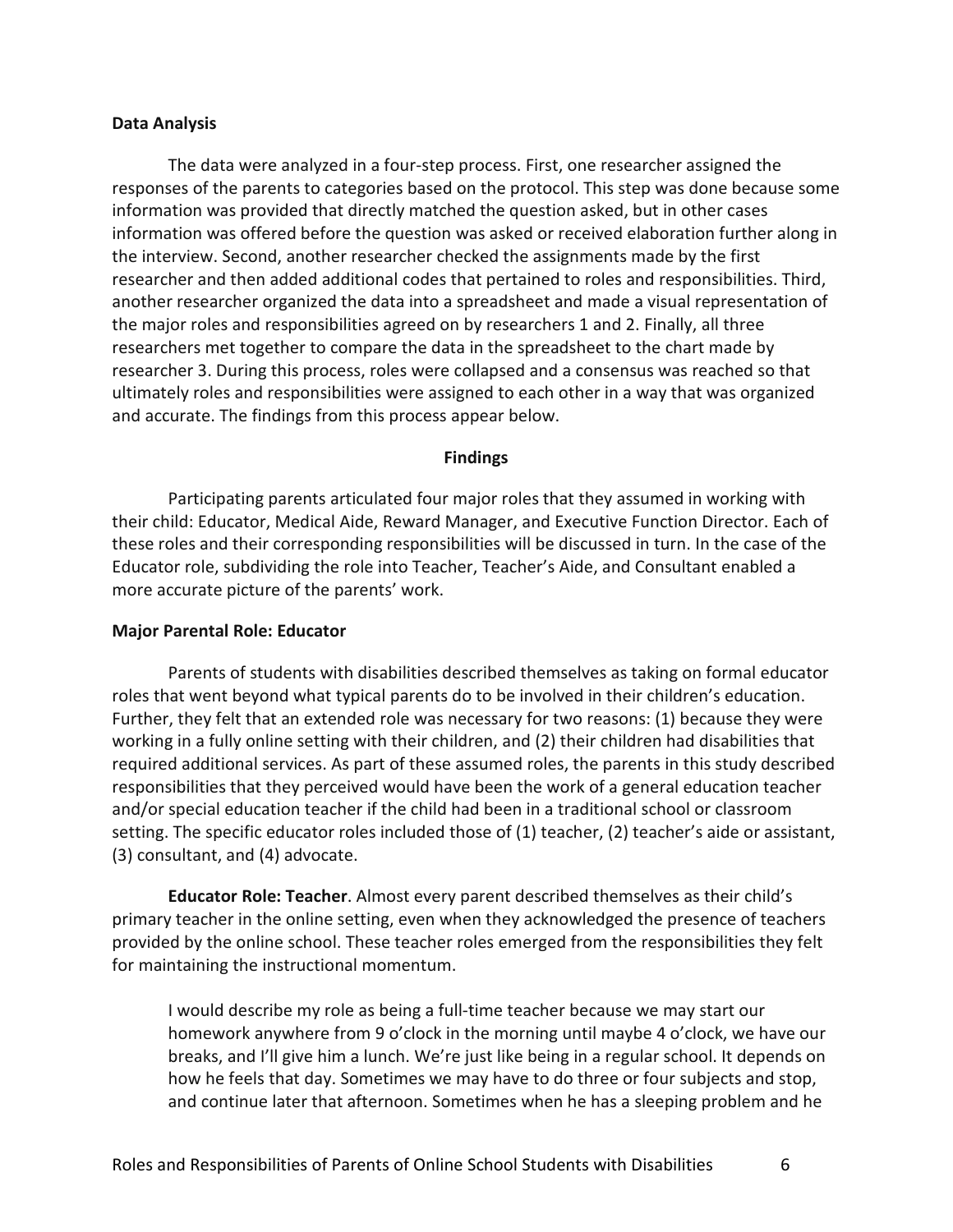**Data Analysis**

The data were analyzed in a four-step process. First, one researcher assigned the responses of the parents to categories based on the protocol. This step was done because some information was provided that directly matched the question asked, but in other cases information was offered before the question was asked or received elaboration further along in the interview. Second, another researcher checked the assignments made by the first researcher and then added additional codes that pertained to roles and responsibilities. Third, another researcher organized the data into a spreadsheet and made a visual representation of the major roles and responsibilities agreed on by researchers 1 and 2. Finally, all three researchers met together to compare the data in the spreadsheet to the chart made by researcher 3. During this process, roles were collapsed and a consensus was reached so that ultimately roles and responsibilities were assigned to each other in a way that was organized and accurate. The findings from this process appear below.

## Findings

Participating parents articulated four major roles that they assumed in working with their child: Educator, Medical Aide, Reward Manager, and Executive Function Director. Each of these roles and their corresponding responsibilities will be discussed in turn. In the case of the Educator role, subdividing the role into Teacher, Teacher's Aide, and Consultant enabled a more accurate picture of the parents' work.

**Major Parental Role: Educator**

Parents of students with disabilities described themselves as taking on formal educator roles that went beyond what typical parents do to be involved in their children's education. Further, they felt that an extended role was necessary for two reasons: (1) because they were working in a fully online setting with their children, and (2) their children had disabilities that required additional services. As part of these assumed roles, the parents in this study described responsibilities that they perceived would have been the work of a general education teacher and/or special education teacher if the child had been in a traditional school or classroom setting. The specific educator roles included those of (1) teacher, (2) teacher's aide or assistant, (3) consultant, and (4) advocate.

**Educator Role: Teacher**. Almost every parent described themselves as their child's primary teacher in the online setting, even when they acknowledged the presence of teachers provided by the online school. These teacher roles emerged from the responsibilities they felt for maintaining the instructional momentum.

> I would describe my role as being a full-time teacher because we may start our homework anywhere from 9 o'clock in the morning until maybe 4 o'clock, we have our breaks, and I'll give him a lunch. We're just like being in a regular school. It depends on how he feels that day. Sometimes we may have to do three or four subjects and stop, and continue later that afternoon. Sometimes when he has a sleeping problem and he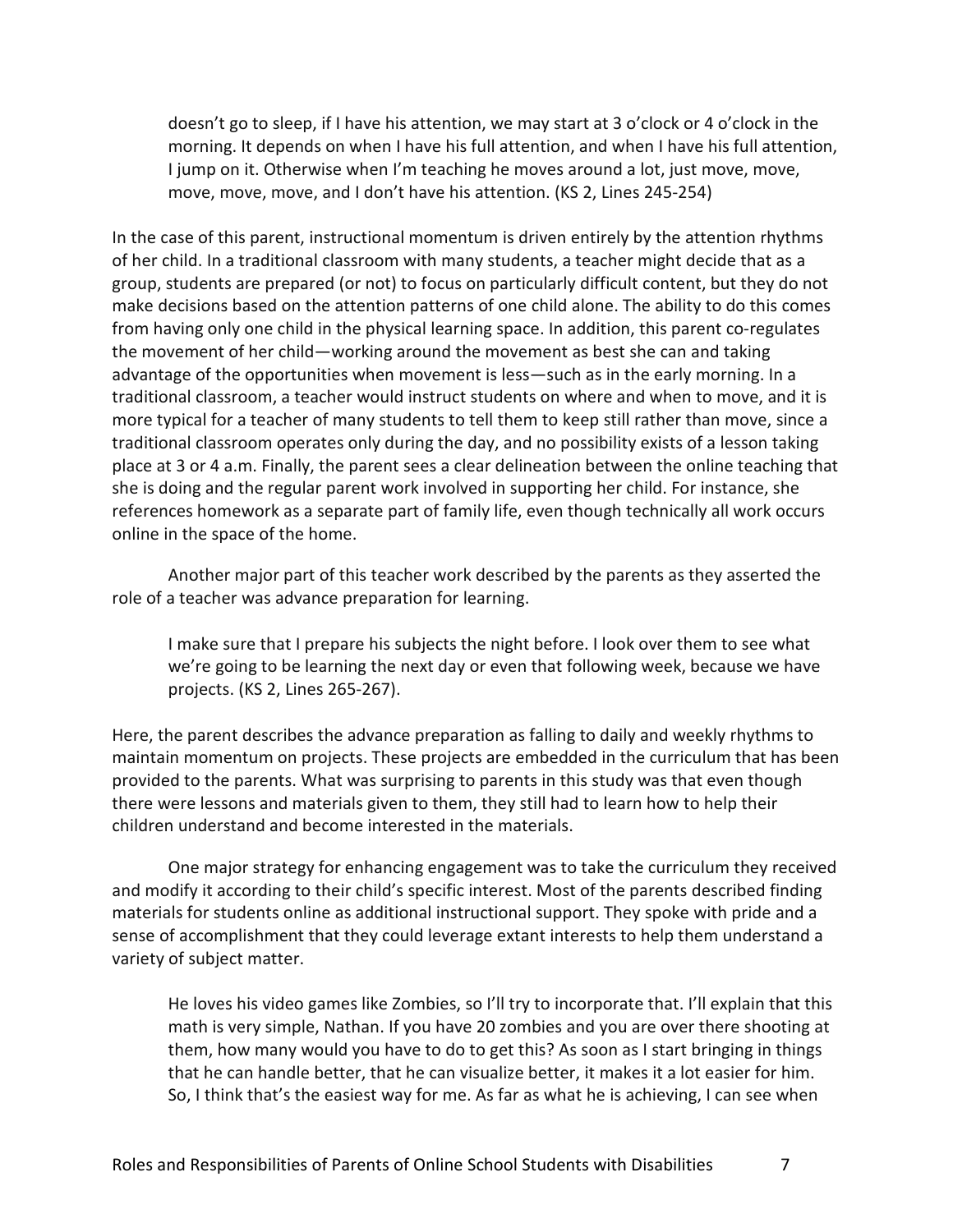> doesn't go to sleep, if I have his attention, we may start at 3 o'clock or 4 o'clock in the morning. It depends on when I have his full attention, and when I have his full attention, I jump on it. Otherwise when I'm teaching he moves around a lot, just move, move, move, move, move, and I don't have his attention. (KS 2, Lines 245-254)

In the case of this parent, instructional momentum is driven entirely by the attention rhythms of her child. In a traditional classroom with many students, a teacher might decide that as a group, students are prepared (or not) to focus on particularly difficult content, but they do not make decisions based on the attention patterns of one child alone. The ability to do this comes from having only one child in the physical learning space. In addition, this parent co-regulates the movement of her child—working around the movement as best she can and taking advantage of the opportunities when movement is less—such as in the early morning. In a traditional classroom, a teacher would instruct students on where and when to move, and it is more typical for a teacher of many students to tell them to keep still rather than move, since a traditional classroom operates only during the day, and no possibility exists of a lesson taking place at 3 or 4 a.m. Finally, the parent sees a clear delineation between the online teaching that she is doing and the regular parent work involved in supporting her child. For instance, she references homework as a separate part of family life, even though technically all work occurs online in the space of the home.

Another major part of this teacher work described by the parents as they asserted the role of a teacher was advance preparation for learning.

> I make sure that I prepare his subjects the night before. I look over them to see what we're going to be learning the next day or even that following week, because we have projects. (KS 2, Lines 265-267).

Here, the parent describes the advance preparation as falling to daily and weekly rhythms to maintain momentum on projects. These projects are embedded in the curriculum that has been provided to the parents. What was surprising to parents in this study was that even though there were lessons and materials given to them, they still had to learn how to help their children understand and become interested in the materials.

One major strategy for enhancing engagement was to take the curriculum they received and modify it according to their child's specific interest. Most of the parents described finding materials for students online as additional instructional support. They spoke with pride and a sense of accomplishment that they could leverage extant interests to help them understand a variety of subject matter.

> He loves his video games like Zombies, so I'll try to incorporate that. I'll explain that this math is very simple, Nathan. If you have 20 zombies and you are over there shooting at them, how many would you have to do to get this? As soon as I start bringing in things that he can handle better, that he can visualize better, it makes it a lot easier for him. So, I think that's the easiest way for me. As far as what he is achieving, I can see when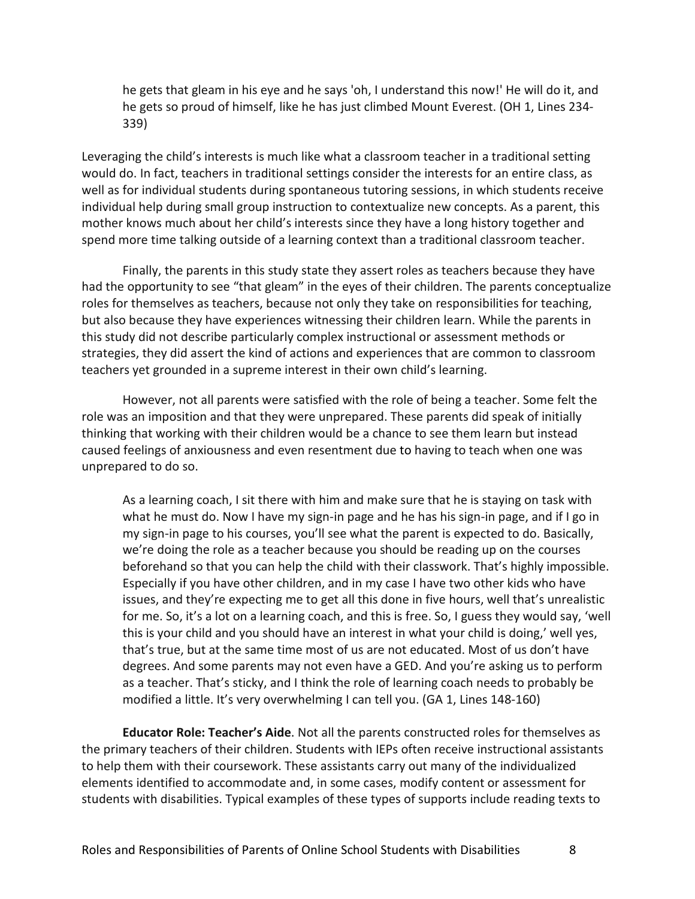> he gets that gleam in his eye and he says 'oh, I understand this now!' He will do it, and he gets so proud of himself, like he has just climbed Mount Everest. (OH 1, Lines 234-339)

Leveraging the child's interests is much like what a classroom teacher in a traditional setting would do. In fact, teachers in traditional settings consider the interests for an entire class, as well as for individual students during spontaneous tutoring sessions, in which students receive individual help during small group instruction to contextualize new concepts. As a parent, this mother knows much about her child's interests since they have a long history together and spend more time talking outside of a learning context than a traditional classroom teacher.

Finally, the parents in this study state they assert roles as teachers because they have had the opportunity to see "that gleam" in the eyes of their children. The parents conceptualize roles for themselves as teachers, because not only they take on responsibilities for teaching, but also because they have experiences witnessing their children learn. While the parents in this study did not describe particularly complex instructional or assessment methods or strategies, they did assert the kind of actions and experiences that are common to classroom teachers yet grounded in a supreme interest in their own child's learning.

However, not all parents were satisfied with the role of being a teacher. Some felt the role was an imposition and that they were unprepared. These parents did speak of initially thinking that working with their children would be a chance to see them learn but instead caused feelings of anxiousness and even resentment due to having to teach when one was unprepared to do so.

> As a learning coach, I sit there with him and make sure that he is staying on task with what he must do. Now I have my sign-in page and he has his sign-in page, and if I go in my sign-in page to his courses, you'll see what the parent is expected to do. Basically, we're doing the role as a teacher because you should be reading up on the courses beforehand so that you can help the child with their classwork. That's highly impossible. Especially if you have other children, and in my case I have two other kids who have issues, and they're expecting me to get all this done in five hours, well that's unrealistic for me. So, it's a lot on a learning coach, and this is free. So, I guess they would say, 'well this is your child and you should have an interest in what your child is doing,' well yes, that's true, but at the same time most of us are not educated. Most of us don't have degrees. And some parents may not even have a GED. And you're asking us to perform as a teacher. That's sticky, and I think the role of learning coach needs to probably be modified a little. It's very overwhelming I can tell you. (GA 1, Lines 148-160)

**Educator Role: Teacher's Aide**. Not all the parents constructed roles for themselves as the primary teachers of their children. Students with IEPs often receive instructional assistants to help them with their coursework. These assistants carry out many of the individualized elements identified to accommodate and, in some cases, modify content or assessment for students with disabilities. Typical examples of these types of supports include reading texts to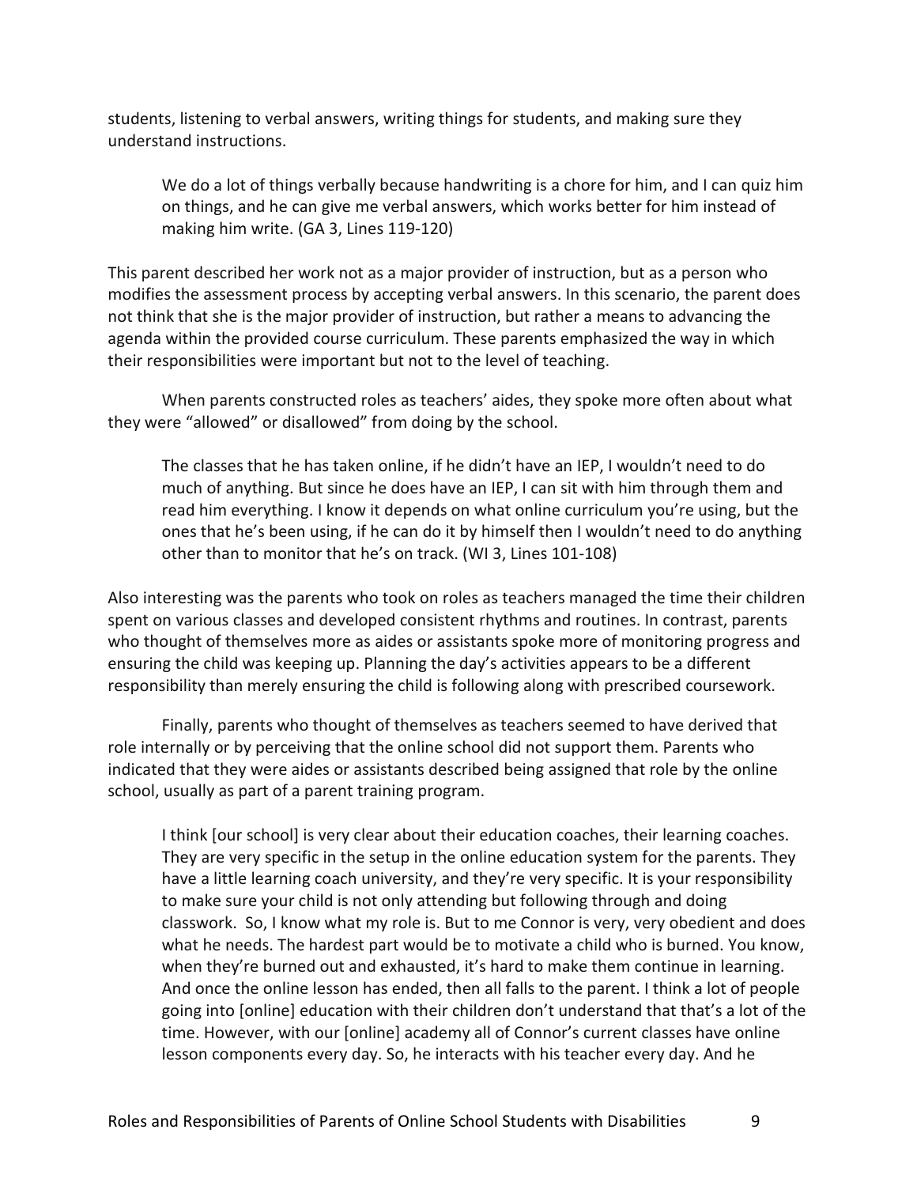students, listening to verbal answers, writing things for students, and making sure they understand instructions.

> We do a lot of things verbally because handwriting is a chore for him, and I can quiz him on things, and he can give me verbal answers, which works better for him instead of making him write. (GA 3, Lines 119-120)

This parent described her work not as a major provider of instruction, but as a person who modifies the assessment process by accepting verbal answers. In this scenario, the parent does not think that she is the major provider of instruction, but rather a means to advancing the agenda within the provided course curriculum. These parents emphasized the way in which their responsibilities were important but not to the level of teaching.

When parents constructed roles as teachers' aides, they spoke more often about what they were "allowed" or disallowed" from doing by the school.

> The classes that he has taken online, if he didn't have an IEP, I wouldn't need to do much of anything. But since he does have an IEP, I can sit with him through them and read him everything. I know it depends on what online curriculum you're using, but the ones that he's been using, if he can do it by himself then I wouldn't need to do anything other than to monitor that he's on track. (WI 3, Lines 101-108)

Also interesting was the parents who took on roles as teachers managed the time their children spent on various classes and developed consistent rhythms and routines. In contrast, parents who thought of themselves more as aides or assistants spoke more of monitoring progress and ensuring the child was keeping up. Planning the day's activities appears to be a different responsibility than merely ensuring the child is following along with prescribed coursework.

Finally, parents who thought of themselves as teachers seemed to have derived that role internally or by perceiving that the online school did not support them. Parents who indicated that they were aides or assistants described being assigned that role by the online school, usually as part of a parent training program.

> I think [our school] is very clear about their education coaches, their learning coaches. They are very specific in the setup in the online education system for the parents. They have a little learning coach university, and they're very specific. It is your responsibility to make sure your child is not only attending but following through and doing classwork. So, I know what my role is. But to me Connor is very, very obedient and does what he needs. The hardest part would be to motivate a child who is burned. You know, when they're burned out and exhausted, it's hard to make them continue in learning. And once the online lesson has ended, then all falls to the parent. I think a lot of people going into [online] education with their children don't understand that that's a lot of the time. However, with our [online] academy all of Connor's current classes have online lesson components every day. So, he interacts with his teacher every day. And he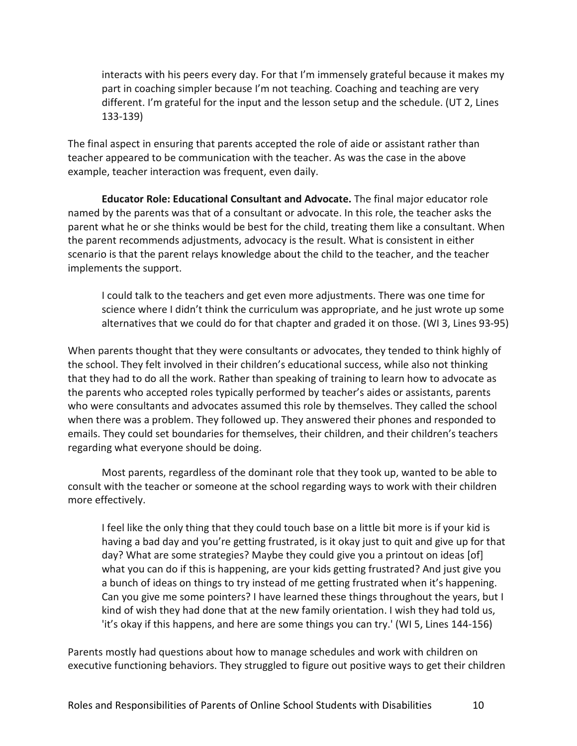> interacts with his peers every day. For that I'm immensely grateful because it makes my part in coaching simpler because I'm not teaching. Coaching and teaching are very different. I'm grateful for the input and the lesson setup and the schedule. (UT 2, Lines 133-139)

The final aspect in ensuring that parents accepted the role of aide or assistant rather than teacher appeared to be communication with the teacher. As was the case in the above example, teacher interaction was frequent, even daily.

**Educator Role: Educational Consultant and Advocate.** The final major educator role named by the parents was that of a consultant or advocate. In this role, the teacher asks the parent what he or she thinks would be best for the child, treating them like a consultant. When the parent recommends adjustments, advocacy is the result. What is consistent in either scenario is that the parent relays knowledge about the child to the teacher, and the teacher implements the support.

> I could talk to the teachers and get even more adjustments. There was one time for science where I didn't think the curriculum was appropriate, and he just wrote up some alternatives that we could do for that chapter and graded it on those. (WI 3, Lines 93-95)

When parents thought that they were consultants or advocates, they tended to think highly of the school. They felt involved in their children's educational success, while also not thinking that they had to do all the work. Rather than speaking of training to learn how to advocate as the parents who accepted roles typically performed by teacher's aides or assistants, parents who were consultants and advocates assumed this role by themselves. They called the school when there was a problem. They followed up. They answered their phones and responded to emails. They could set boundaries for themselves, their children, and their children's teachers regarding what everyone should be doing.

Most parents, regardless of the dominant role that they took up, wanted to be able to consult with the teacher or someone at the school regarding ways to work with their children more effectively.

> I feel like the only thing that they could touch base on a little bit more is if your kid is having a bad day and you're getting frustrated, is it okay just to quit and give up for that day? What are some strategies? Maybe they could give you a printout on ideas [of] what you can do if this is happening, are your kids getting frustrated? And just give you a bunch of ideas on things to try instead of me getting frustrated when it's happening. Can you give me some pointers? I have learned these things throughout the years, but I kind of wish they had done that at the new family orientation. I wish they had told us, 'it's okay if this happens, and here are some things you can try.' (WI 5, Lines 144-156)

Parents mostly had questions about how to manage schedules and work with children on executive functioning behaviors. They struggled to figure out positive ways to get their children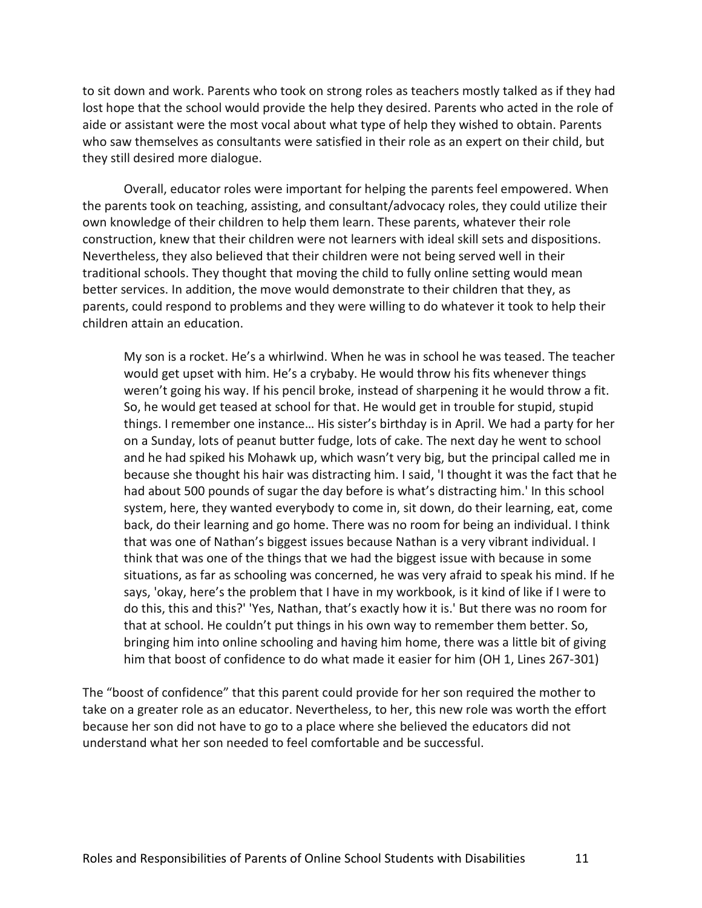to sit down and work. Parents who took on strong roles as teachers mostly talked as if they had lost hope that the school would provide the help they desired. Parents who acted in the role of aide or assistant were the most vocal about what type of help they wished to obtain. Parents who saw themselves as consultants were satisfied in their role as an expert on their child, but they still desired more dialogue.

Overall, educator roles were important for helping the parents feel empowered. When the parents took on teaching, assisting, and consultant/advocacy roles, they could utilize their own knowledge of their children to help them learn. These parents, whatever their role construction, knew that their children were not learners with ideal skill sets and dispositions. Nevertheless, they also believed that their children were not being served well in their traditional schools. They thought that moving the child to fully online setting would mean better services. In addition, the move would demonstrate to their children that they, as parents, could respond to problems and they were willing to do whatever it took to help their children attain an education.

> My son is a rocket. He's a whirlwind. When he was in school he was teased. The teacher would get upset with him. He's a crybaby. He would throw his fits whenever things weren't going his way. If his pencil broke, instead of sharpening it he would throw a fit. So, he would get teased at school for that. He would get in trouble for stupid, stupid things. I remember one instance… His sister's birthday is in April. We had a party for her on a Sunday, lots of peanut butter fudge, lots of cake. The next day he went to school and he had spiked his Mohawk up, which wasn't very big, but the principal called me in because she thought his hair was distracting him. I said, 'I thought it was the fact that he had about 500 pounds of sugar the day before is what's distracting him.' In this school system, here, they wanted everybody to come in, sit down, do their learning, eat, come back, do their learning and go home. There was no room for being an individual. I think that was one of Nathan's biggest issues because Nathan is a very vibrant individual. I think that was one of the things that we had the biggest issue with because in some situations, as far as schooling was concerned, he was very afraid to speak his mind. If he says, 'okay, here's the problem that I have in my workbook, is it kind of like if I were to do this, this and this?' 'Yes, Nathan, that's exactly how it is.' But there was no room for that at school. He couldn't put things in his own way to remember them better. So, bringing him into online schooling and having him home, there was a little bit of giving him that boost of confidence to do what made it easier for him (OH 1, Lines 267-301)

The "boost of confidence" that this parent could provide for her son required the mother to take on a greater role as an educator. Nevertheless, to her, this new role was worth the effort because her son did not have to go to a place where she believed the educators did not understand what her son needed to feel comfortable and be successful.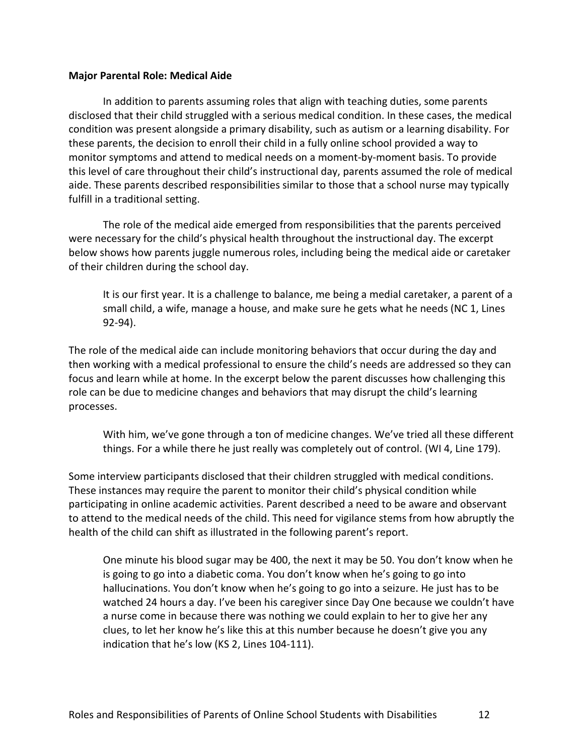**Major Parental Role: Medical Aide**

In addition to parents assuming roles that align with teaching duties, some parents disclosed that their child struggled with a serious medical condition. In these cases, the medical condition was present alongside a primary disability, such as autism or a learning disability. For these parents, the decision to enroll their child in a fully online school provided a way to monitor symptoms and attend to medical needs on a moment-by-moment basis. To provide this level of care throughout their child's instructional day, parents assumed the role of medical aide. These parents described responsibilities similar to those that a school nurse may typically fulfill in a traditional setting.

The role of the medical aide emerged from responsibilities that the parents perceived were necessary for the child's physical health throughout the instructional day. The excerpt below shows how parents juggle numerous roles, including being the medical aide or caretaker of their children during the school day.

> It is our first year. It is a challenge to balance, me being a medial caretaker, a parent of a small child, a wife, manage a house, and make sure he gets what he needs (NC 1, Lines 92-94).

The role of the medical aide can include monitoring behaviors that occur during the day and then working with a medical professional to ensure the child's needs are addressed so they can focus and learn while at home. In the excerpt below the parent discusses how challenging this role can be due to medicine changes and behaviors that may disrupt the child's learning processes.

> With him, we've gone through a ton of medicine changes. We've tried all these different things. For a while there he just really was completely out of control. (WI 4, Line 179).

Some interview participants disclosed that their children struggled with medical conditions. These instances may require the parent to monitor their child's physical condition while participating in online academic activities. Parent described a need to be aware and observant to attend to the medical needs of the child. This need for vigilance stems from how abruptly the health of the child can shift as illustrated in the following parent's report.

> One minute his blood sugar may be 400, the next it may be 50. You don't know when he is going to go into a diabetic coma. You don't know when he's going to go into hallucinations. You don't know when he's going to go into a seizure. He just has to be watched 24 hours a day. I've been his caregiver since Day One because we couldn't have a nurse come in because there was nothing we could explain to her to give her any clues, to let her know he's like this at this number because he doesn't give you any indication that he's low (KS 2, Lines 104-111).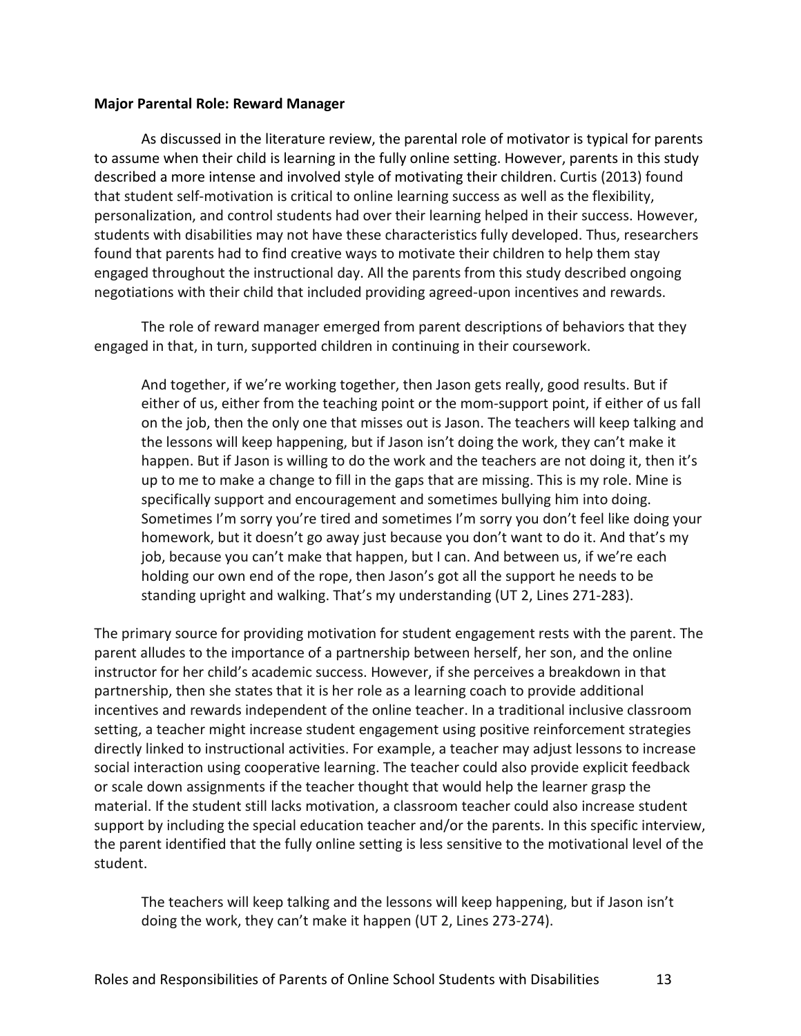**Major Parental Role: Reward Manager**

As discussed in the literature review, the parental role of motivator is typical for parents to assume when their child is learning in the fully online setting. However, parents in this study described a more intense and involved style of motivating their children. Curtis (2013) found that student self-motivation is critical to online learning success as well as the flexibility, personalization, and control students had over their learning helped in their success. However, students with disabilities may not have these characteristics fully developed. Thus, researchers found that parents had to find creative ways to motivate their children to help them stay engaged throughout the instructional day. All the parents from this study described ongoing negotiations with their child that included providing agreed-upon incentives and rewards.

The role of reward manager emerged from parent descriptions of behaviors that they engaged in that, in turn, supported children in continuing in their coursework.

> And together, if we're working together, then Jason gets really, good results. But if either of us, either from the teaching point or the mom-support point, if either of us fall on the job, then the only one that misses out is Jason. The teachers will keep talking and the lessons will keep happening, but if Jason isn't doing the work, they can't make it happen. But if Jason is willing to do the work and the teachers are not doing it, then it's up to me to make a change to fill in the gaps that are missing. This is my role. Mine is specifically support and encouragement and sometimes bullying him into doing. Sometimes I'm sorry you're tired and sometimes I'm sorry you don't feel like doing your homework, but it doesn't go away just because you don't want to do it. And that's my job, because you can't make that happen, but I can. And between us, if we're each holding our own end of the rope, then Jason's got all the support he needs to be standing upright and walking. That's my understanding (UT 2, Lines 271-283).

The primary source for providing motivation for student engagement rests with the parent. The parent alludes to the importance of a partnership between herself, her son, and the online instructor for her child's academic success. However, if she perceives a breakdown in that partnership, then she states that it is her role as a learning coach to provide additional incentives and rewards independent of the online teacher. In a traditional inclusive classroom setting, a teacher might increase student engagement using positive reinforcement strategies directly linked to instructional activities. For example, a teacher may adjust lessons to increase social interaction using cooperative learning. The teacher could also provide explicit feedback or scale down assignments if the teacher thought that would help the learner grasp the material. If the student still lacks motivation, a classroom teacher could also increase student support by including the special education teacher and/or the parents. In this specific interview, the parent identified that the fully online setting is less sensitive to the motivational level of the student.

> The teachers will keep talking and the lessons will keep happening, but if Jason isn't doing the work, they can't make it happen (UT 2, Lines 273-274).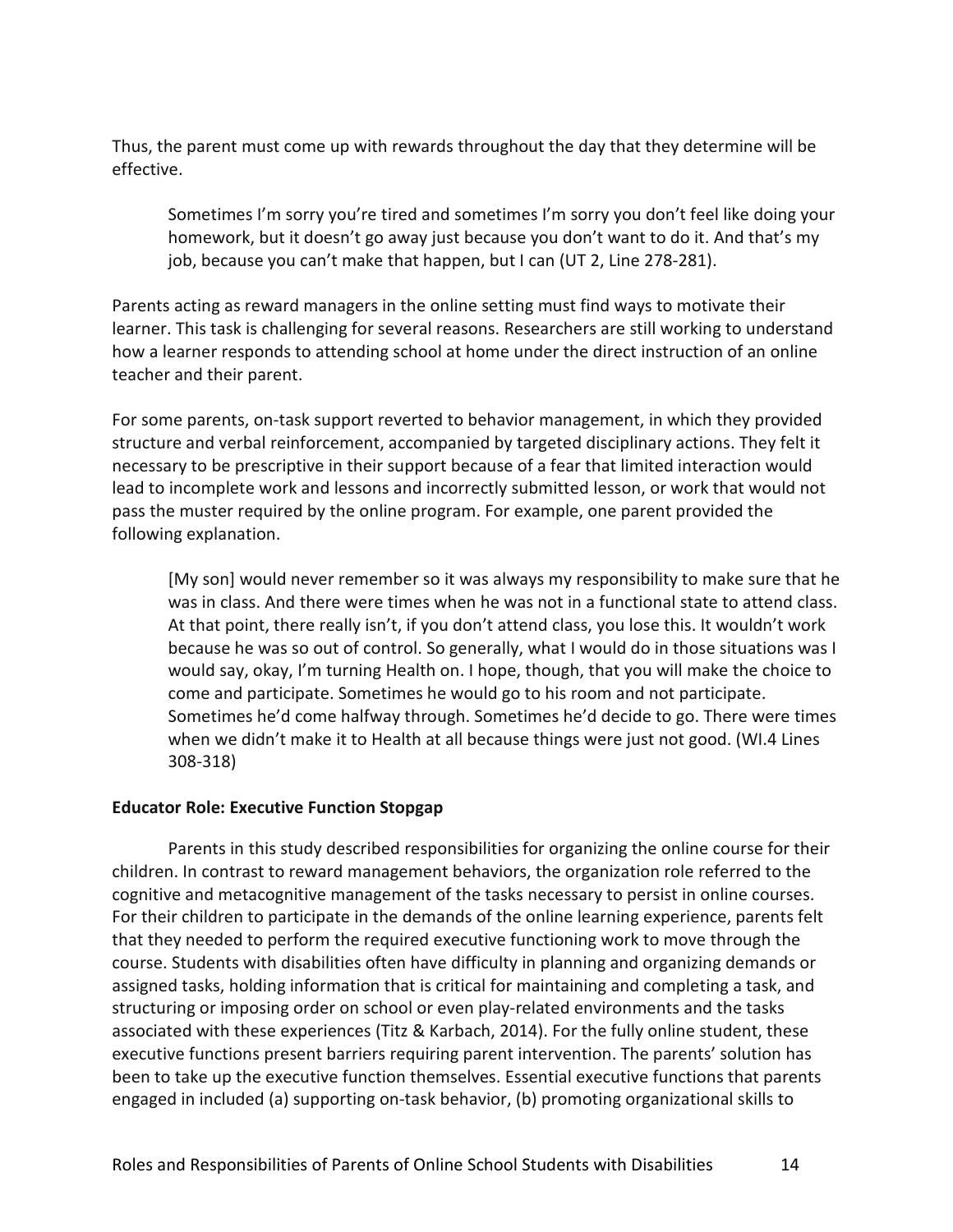Thus, the parent must come up with rewards throughout the day that they determine will be effective.

> Sometimes I'm sorry you're tired and sometimes I'm sorry you don't feel like doing your homework, but it doesn't go away just because you don't want to do it. And that's my job, because you can't make that happen, but I can (UT 2, Line 278-281).

Parents acting as reward managers in the online setting must find ways to motivate their learner. This task is challenging for several reasons. Researchers are still working to understand how a learner responds to attending school at home under the direct instruction of an online teacher and their parent.

For some parents, on-task support reverted to behavior management, in which they provided structure and verbal reinforcement, accompanied by targeted disciplinary actions. They felt it necessary to be prescriptive in their support because of a fear that limited interaction would lead to incomplete work and lessons and incorrectly submitted lesson, or work that would not pass the muster required by the online program. For example, one parent provided the following explanation.

> [My son] would never remember so it was always my responsibility to make sure that he was in class. And there were times when he was not in a functional state to attend class. At that point, there really isn't, if you don't attend class, you lose this. It wouldn't work because he was so out of control. So generally, what I would do in those situations was I would say, okay, I'm turning Health on. I hope, though, that you will make the choice to come and participate. Sometimes he would go to his room and not participate. Sometimes he'd come halfway through. Sometimes he'd decide to go. There were times when we didn't make it to Health at all because things were just not good. (WI.4 Lines 308-318)

**Educator Role: Executive Function Stopgap**

Parents in this study described responsibilities for organizing the online course for their children. In contrast to reward management behaviors, the organization role referred to the cognitive and metacognitive management of the tasks necessary to persist in online courses. For their children to participate in the demands of the online learning experience, parents felt that they needed to perform the required executive functioning work to move through the course. Students with disabilities often have difficulty in planning and organizing demands or assigned tasks, holding information that is critical for maintaining and completing a task, and structuring or imposing order on school or even play-related environments and the tasks associated with these experiences (Titz & Karbach, 2014). For the fully online student, these executive functions present barriers requiring parent intervention. The parents' solution has been to take up the executive function themselves. Essential executive functions that parents engaged in included (a) supporting on-task behavior, (b) promoting organizational skills to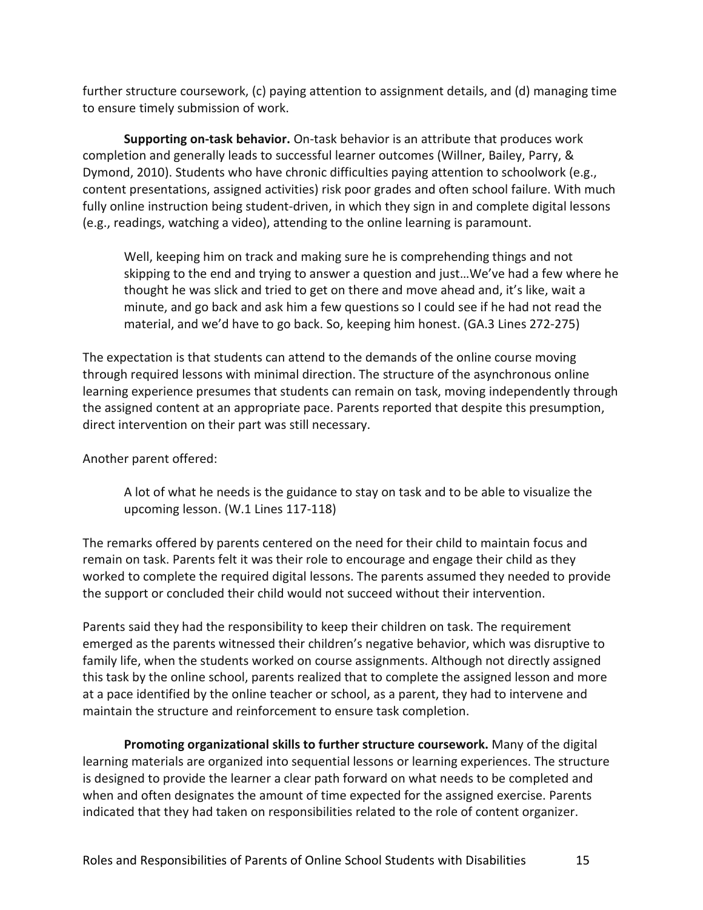further structure coursework, (c) paying attention to assignment details, and (d) managing time to ensure timely submission of work.

**Supporting on-task behavior.** On-task behavior is an attribute that produces work completion and generally leads to successful learner outcomes (Willner, Bailey, Parry, & Dymond, 2010). Students who have chronic difficulties paying attention to schoolwork (e.g., content presentations, assigned activities) risk poor grades and often school failure. With much fully online instruction being student-driven, in which they sign in and complete digital lessons (e.g., readings, watching a video), attending to the online learning is paramount.

> Well, keeping him on track and making sure he is comprehending things and not skipping to the end and trying to answer a question and just…We've had a few where he thought he was slick and tried to get on there and move ahead and, it's like, wait a minute, and go back and ask him a few questions so I could see if he had not read the material, and we'd have to go back. So, keeping him honest. (GA.3 Lines 272-275)

The expectation is that students can attend to the demands of the online course moving through required lessons with minimal direction. The structure of the asynchronous online learning experience presumes that students can remain on task, moving independently through the assigned content at an appropriate pace. Parents reported that despite this presumption, direct intervention on their part was still necessary.

Another parent offered:

> A lot of what he needs is the guidance to stay on task and to be able to visualize the upcoming lesson. (W.1 Lines 117-118)

The remarks offered by parents centered on the need for their child to maintain focus and remain on task. Parents felt it was their role to encourage and engage their child as they worked to complete the required digital lessons. The parents assumed they needed to provide the support or concluded their child would not succeed without their intervention.

Parents said they had the responsibility to keep their children on task. The requirement emerged as the parents witnessed their children's negative behavior, which was disruptive to family life, when the students worked on course assignments. Although not directly assigned this task by the online school, parents realized that to complete the assigned lesson and more at a pace identified by the online teacher or school, as a parent, they had to intervene and maintain the structure and reinforcement to ensure task completion.

**Promoting organizational skills to further structure coursework.** Many of the digital learning materials are organized into sequential lessons or learning experiences. The structure is designed to provide the learner a clear path forward on what needs to be completed and when and often designates the amount of time expected for the assigned exercise. Parents indicated that they had taken on responsibilities related to the role of content organizer.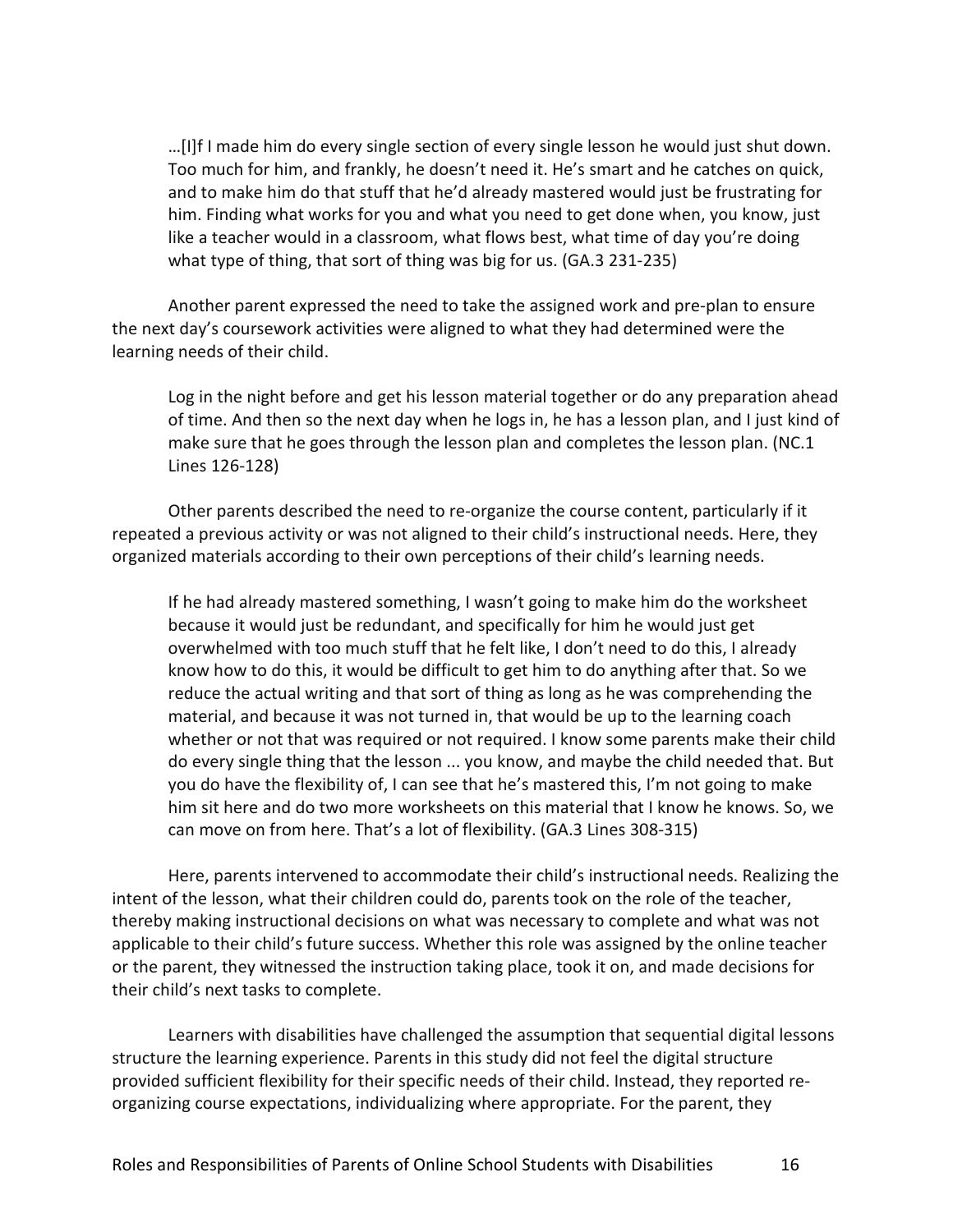> …[I]f I made him do every single section of every single lesson he would just shut down. Too much for him, and frankly, he doesn't need it. He's smart and he catches on quick, and to make him do that stuff that he'd already mastered would just be frustrating for him. Finding what works for you and what you need to get done when, you know, just like a teacher would in a classroom, what flows best, what time of day you're doing what type of thing, that sort of thing was big for us. (GA.3 231-235)

Another parent expressed the need to take the assigned work and pre-plan to ensure the next day's coursework activities were aligned to what they had determined were the learning needs of their child.

> Log in the night before and get his lesson material together or do any preparation ahead of time. And then so the next day when he logs in, he has a lesson plan, and I just kind of make sure that he goes through the lesson plan and completes the lesson plan. (NC.1 Lines 126-128)

Other parents described the need to re-organize the course content, particularly if it repeated a previous activity or was not aligned to their child's instructional needs. Here, they organized materials according to their own perceptions of their child's learning needs.

> If he had already mastered something, I wasn't going to make him do the worksheet because it would just be redundant, and specifically for him he would just get overwhelmed with too much stuff that he felt like, I don't need to do this, I already know how to do this, it would be difficult to get him to do anything after that. So we reduce the actual writing and that sort of thing as long as he was comprehending the material, and because it was not turned in, that would be up to the learning coach whether or not that was required or not required. I know some parents make their child do every single thing that the lesson ... you know, and maybe the child needed that. But you do have the flexibility of, I can see that he's mastered this, I'm not going to make him sit here and do two more worksheets on this material that I know he knows. So, we can move on from here. That's a lot of flexibility. (GA.3 Lines 308-315)

Here, parents intervened to accommodate their child's instructional needs. Realizing the intent of the lesson, what their children could do, parents took on the role of the teacher, thereby making instructional decisions on what was necessary to complete and what was not applicable to their child's future success. Whether this role was assigned by the online teacher or the parent, they witnessed the instruction taking place, took it on, and made decisions for their child's next tasks to complete.

Learners with disabilities have challenged the assumption that sequential digital lessons structure the learning experience. Parents in this study did not feel the digital structure provided sufficient flexibility for their specific needs of their child. Instead, they reported re-organizing course expectations, individualizing where appropriate. For the parent, they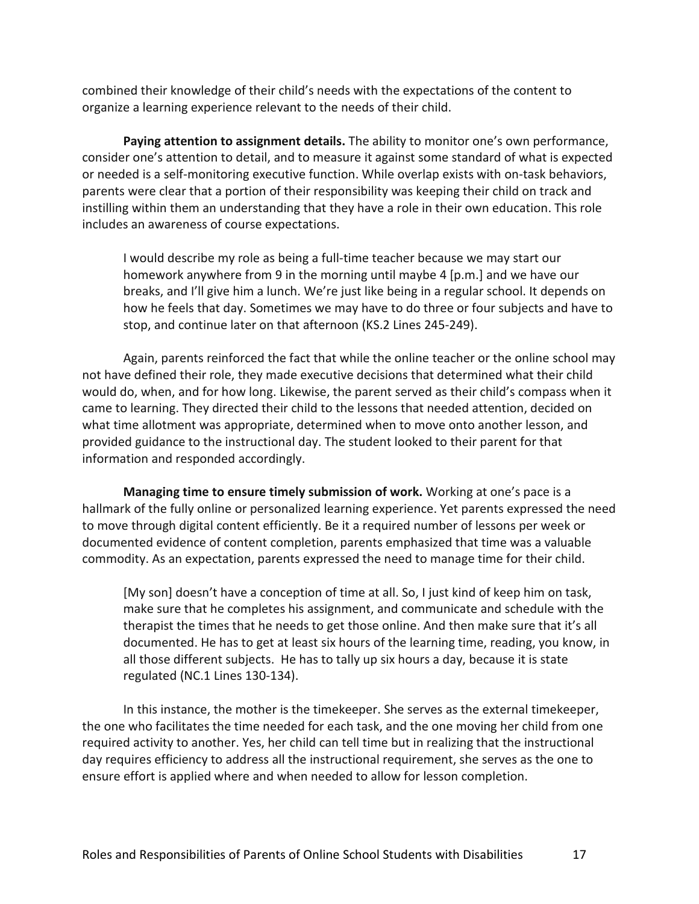combined their knowledge of their child's needs with the expectations of the content to organize a learning experience relevant to the needs of their child.

**Paying attention to assignment details.** The ability to monitor one's own performance, consider one's attention to detail, and to measure it against some standard of what is expected or needed is a self-monitoring executive function. While overlap exists with on-task behaviors, parents were clear that a portion of their responsibility was keeping their child on track and instilling within them an understanding that they have a role in their own education. This role includes an awareness of course expectations.

> I would describe my role as being a full-time teacher because we may start our homework anywhere from 9 in the morning until maybe 4 [p.m.] and we have our breaks, and I'll give him a lunch. We're just like being in a regular school. It depends on how he feels that day. Sometimes we may have to do three or four subjects and have to stop, and continue later on that afternoon (KS.2 Lines 245-249).

Again, parents reinforced the fact that while the online teacher or the online school may not have defined their role, they made executive decisions that determined what their child would do, when, and for how long. Likewise, the parent served as their child's compass when it came to learning. They directed their child to the lessons that needed attention, decided on what time allotment was appropriate, determined when to move onto another lesson, and provided guidance to the instructional day. The student looked to their parent for that information and responded accordingly.

**Managing time to ensure timely submission of work.** Working at one's pace is a hallmark of the fully online or personalized learning experience. Yet parents expressed the need to move through digital content efficiently. Be it a required number of lessons per week or documented evidence of content completion, parents emphasized that time was a valuable commodity. As an expectation, parents expressed the need to manage time for their child.

> [My son] doesn't have a conception of time at all. So, I just kind of keep him on task, make sure that he completes his assignment, and communicate and schedule with the therapist the times that he needs to get those online. And then make sure that it's all documented. He has to get at least six hours of the learning time, reading, you know, in all those different subjects. He has to tally up six hours a day, because it is state regulated (NC.1 Lines 130-134).

In this instance, the mother is the timekeeper. She serves as the external timekeeper, the one who facilitates the time needed for each task, and the one moving her child from one required activity to another. Yes, her child can tell time but in realizing that the instructional day requires efficiency to address all the instructional requirement, she serves as the one to ensure effort is applied where and when needed to allow for lesson completion.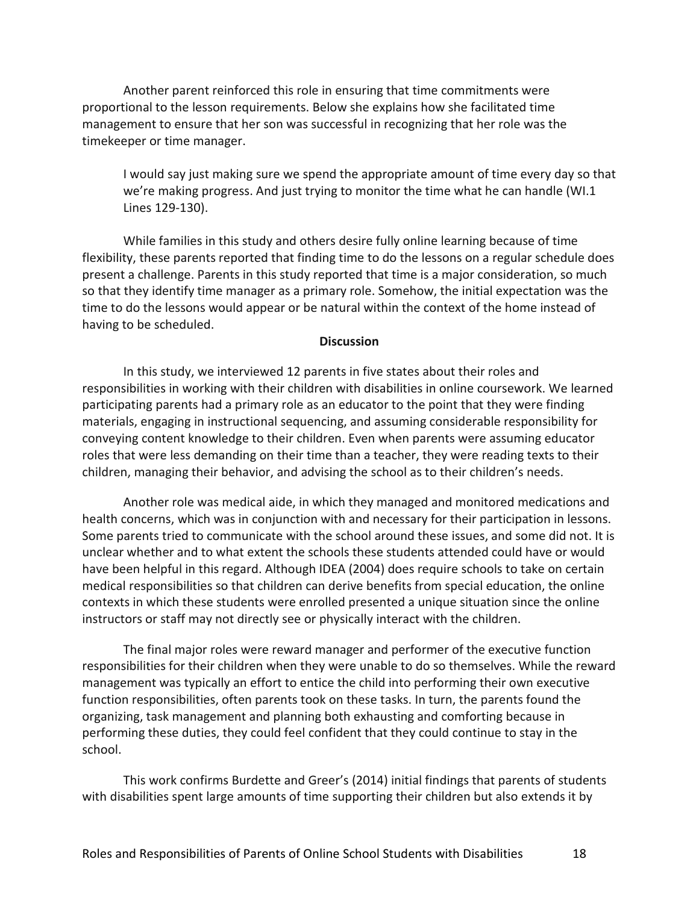Another parent reinforced this role in ensuring that time commitments were proportional to the lesson requirements. Below she explains how she facilitated time management to ensure that her son was successful in recognizing that her role was the timekeeper or time manager.

> I would say just making sure we spend the appropriate amount of time every day so that we're making progress. And just trying to monitor the time what he can handle (WI.1 Lines 129-130).

While families in this study and others desire fully online learning because of time flexibility, these parents reported that finding time to do the lessons on a regular schedule does present a challenge. Parents in this study reported that time is a major consideration, so much so that they identify time manager as a primary role. Somehow, the initial expectation was the time to do the lessons would appear or be natural within the context of the home instead of having to be scheduled.

## Discussion

In this study, we interviewed 12 parents in five states about their roles and responsibilities in working with their children with disabilities in online coursework. We learned participating parents had a primary role as an educator to the point that they were finding materials, engaging in instructional sequencing, and assuming considerable responsibility for conveying content knowledge to their children. Even when parents were assuming educator roles that were less demanding on their time than a teacher, they were reading texts to their children, managing their behavior, and advising the school as to their children's needs.

Another role was medical aide, in which they managed and monitored medications and health concerns, which was in conjunction with and necessary for their participation in lessons. Some parents tried to communicate with the school around these issues, and some did not. It is unclear whether and to what extent the schools these students attended could have or would have been helpful in this regard. Although IDEA (2004) does require schools to take on certain medical responsibilities so that children can derive benefits from special education, the online contexts in which these students were enrolled presented a unique situation since the online instructors or staff may not directly see or physically interact with the children.

The final major roles were reward manager and performer of the executive function responsibilities for their children when they were unable to do so themselves. While the reward management was typically an effort to entice the child into performing their own executive function responsibilities, often parents took on these tasks. In turn, the parents found the organizing, task management and planning both exhausting and comforting because in performing these duties, they could feel confident that they could continue to stay in the school.

This work confirms Burdette and Greer's (2014) initial findings that parents of students with disabilities spent large amounts of time supporting their children but also extends it by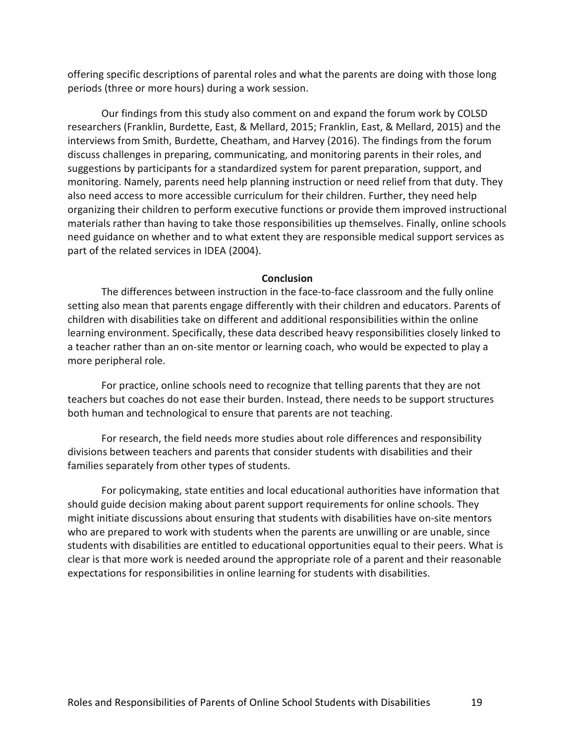offering specific descriptions of parental roles and what the parents are doing with those long periods (three or more hours) during a work session.

Our findings from this study also comment on and expand the forum work by COLSD researchers (Franklin, Burdette, East, & Mellard, 2015; Franklin, East, & Mellard, 2015) and the interviews from Smith, Burdette, Cheatham, and Harvey (2016). The findings from the forum discuss challenges in preparing, communicating, and monitoring parents in their roles, and suggestions by participants for a standardized system for parent preparation, support, and monitoring. Namely, parents need help planning instruction or need relief from that duty. They also need access to more accessible curriculum for their children. Further, they need help organizing their children to perform executive functions or provide them improved instructional materials rather than having to take those responsibilities up themselves. Finally, online schools need guidance on whether and to what extent they are responsible medical support services as part of the related services in IDEA (2004).

## Conclusion

The differences between instruction in the face-to-face classroom and the fully online setting also mean that parents engage differently with their children and educators. Parents of children with disabilities take on different and additional responsibilities within the online learning environment. Specifically, these data described heavy responsibilities closely linked to a teacher rather than an on-site mentor or learning coach, who would be expected to play a more peripheral role.

For practice, online schools need to recognize that telling parents that they are not teachers but coaches do not ease their burden. Instead, there needs to be support structures both human and technological to ensure that parents are not teaching.

For research, the field needs more studies about role differences and responsibility divisions between teachers and parents that consider students with disabilities and their families separately from other types of students.

For policymaking, state entities and local educational authorities have information that should guide decision making about parent support requirements for online schools. They might initiate discussions about ensuring that students with disabilities have on-site mentors who are prepared to work with students when the parents are unwilling or are unable, since students with disabilities are entitled to educational opportunities equal to their peers. What is clear is that more work is needed around the appropriate role of a parent and their reasonable expectations for responsibilities in online learning for students with disabilities.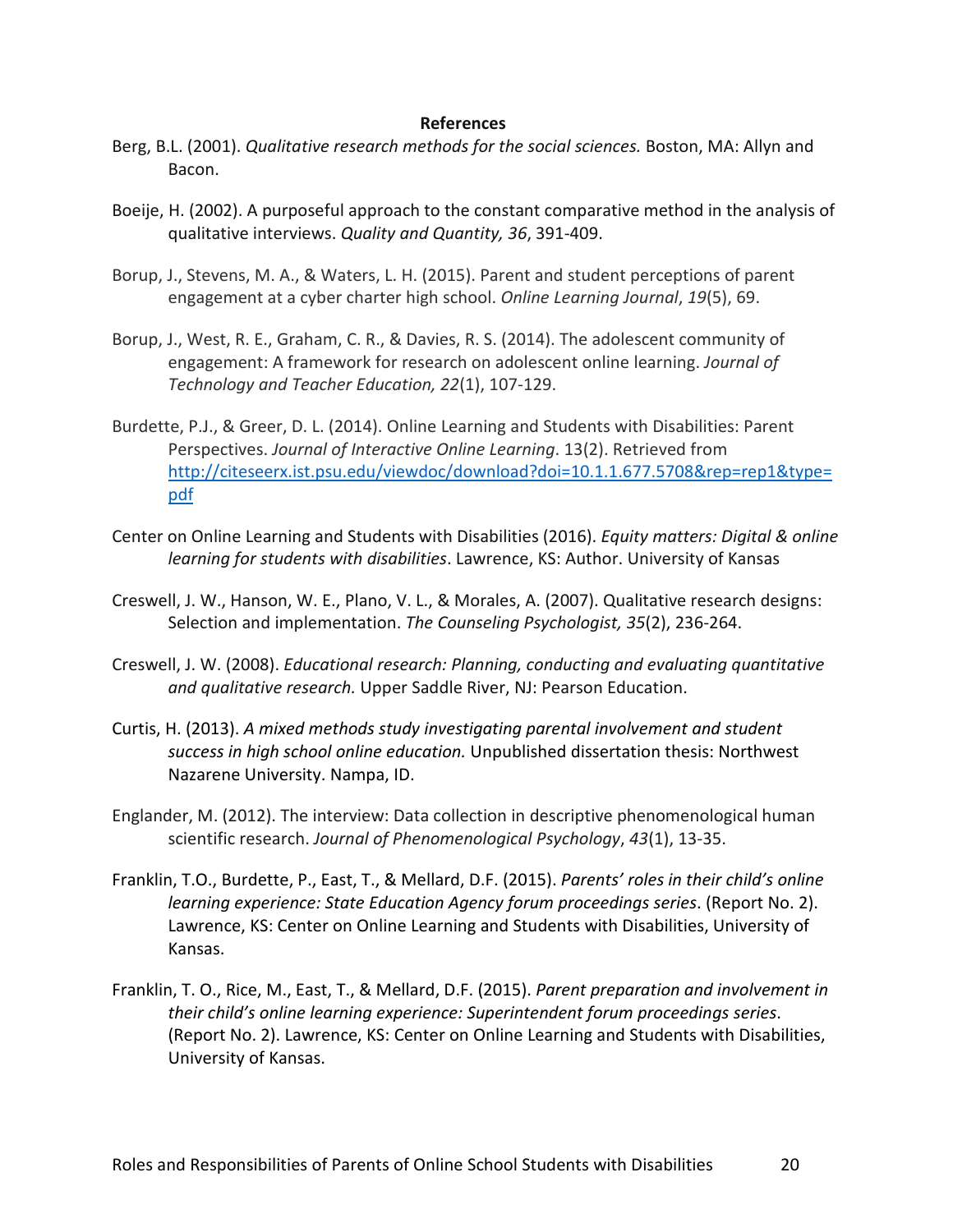**References**

Berg, B.L. (2001). *Qualitative research methods for the social sciences.* Boston, MA: Allyn and Bacon.

Boeije, H. (2002). A purposeful approach to the constant comparative method in the analysis of qualitative interviews. *Quality and Quantity, 36*, 391-409.

Borup, J., Stevens, M. A., & Waters, L. H. (2015). Parent and student perceptions of parent engagement at a cyber charter high school. *Online Learning Journal*, *19*(5), 69.

Borup, J., West, R. E., Graham, C. R., & Davies, R. S. (2014). The adolescent community of engagement: A framework for research on adolescent online learning. *Journal of Technology and Teacher Education, 22*(1), 107-129.

Burdette, P.J., & Greer, D. L. (2014). Online Learning and Students with Disabilities: Parent Perspectives. *Journal of Interactive Online Learning*. 13(2). Retrieved from http://citeseerx.ist.psu.edu/viewdoc/download?doi=10.1.1.677.5708&rep=rep1&type=pdf

Center on Online Learning and Students with Disabilities (2016). *Equity matters: Digital & online learning for students with disabilities*. Lawrence, KS: Author. University of Kansas

Creswell, J. W., Hanson, W. E., Plano, V. L., & Morales, A. (2007). Qualitative research designs: Selection and implementation. *The Counseling Psychologist, 35*(2), 236-264.

Creswell, J. W. (2008). *Educational research: Planning, conducting and evaluating quantitative and qualitative research.* Upper Saddle River, NJ: Pearson Education.

Curtis, H. (2013). *A mixed methods study investigating parental involvement and student success in high school online education.* Unpublished dissertation thesis: Northwest Nazarene University. Nampa, ID.

Englander, M. (2012). The interview: Data collection in descriptive phenomenological human scientific research. *Journal of Phenomenological Psychology*, *43*(1), 13-35.

Franklin, T.O., Burdette, P., East, T., & Mellard, D.F. (2015). *Parents' roles in their child's online learning experience: State Education Agency forum proceedings series*. (Report No. 2). Lawrence, KS: Center on Online Learning and Students with Disabilities, University of Kansas.

Franklin, T. O., Rice, M., East, T., & Mellard, D.F. (2015). *Parent preparation and involvement in their child's online learning experience: Superintendent forum proceedings series*. (Report No. 2). Lawrence, KS: Center on Online Learning and Students with Disabilities, University of Kansas.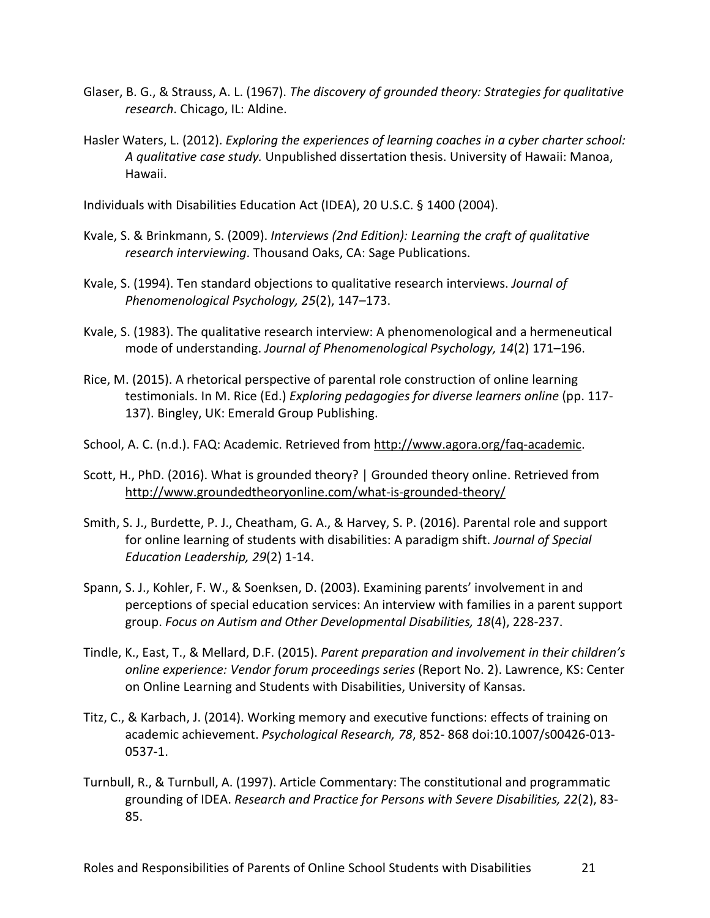Glaser, B. G., & Strauss, A. L. (1967). *The discovery of grounded theory: Strategies for qualitative research*. Chicago, IL: Aldine.

Hasler Waters, L. (2012). *Exploring the experiences of learning coaches in a cyber charter school: A qualitative case study.* Unpublished dissertation thesis. University of Hawaii: Manoa, Hawaii.

Individuals with Disabilities Education Act (IDEA), 20 U.S.C. § 1400 (2004).

Kvale, S. & Brinkmann, S. (2009). *Interviews (2nd Edition): Learning the craft of qualitative research interviewing*. Thousand Oaks, CA: Sage Publications.

Kvale, S. (1994). Ten standard objections to qualitative research interviews. *Journal of Phenomenological Psychology, 25*(2), 147–173.

Kvale, S. (1983). The qualitative research interview: A phenomenological and a hermeneutical mode of understanding. *Journal of Phenomenological Psychology, 14*(2) 171–196.

Rice, M. (2015). A rhetorical perspective of parental role construction of online learning testimonials. In M. Rice (Ed.) *Exploring pedagogies for diverse learners online* (pp. 117-137). Bingley, UK: Emerald Group Publishing.

School, A. C. (n.d.). FAQ: Academic. Retrieved from http://www.agora.org/faq-academic.

Scott, H., PhD. (2016). What is grounded theory? | Grounded theory online. Retrieved from http://www.groundedtheoryonline.com/what-is-grounded-theory/

Smith, S. J., Burdette, P. J., Cheatham, G. A., & Harvey, S. P. (2016). Parental role and support for online learning of students with disabilities: A paradigm shift. *Journal of Special Education Leadership, 29*(2) 1-14.

Spann, S. J., Kohler, F. W., & Soenksen, D. (2003). Examining parents' involvement in and perceptions of special education services: An interview with families in a parent support group. *Focus on Autism and Other Developmental Disabilities, 18*(4), 228-237.

Tindle, K., East, T., & Mellard, D.F. (2015). *Parent preparation and involvement in their children's online experience: Vendor forum proceedings series* (Report No. 2). Lawrence, KS: Center on Online Learning and Students with Disabilities, University of Kansas.

Titz, C., & Karbach, J. (2014). Working memory and executive functions: effects of training on academic achievement. *Psychological Research, 78*, 852- 868 doi:10.1007/s00426-013-0537-1.

Turnbull, R., & Turnbull, A. (1997). Article Commentary: The constitutional and programmatic grounding of IDEA. *Research and Practice for Persons with Severe Disabilities, 22*(2), 83-85.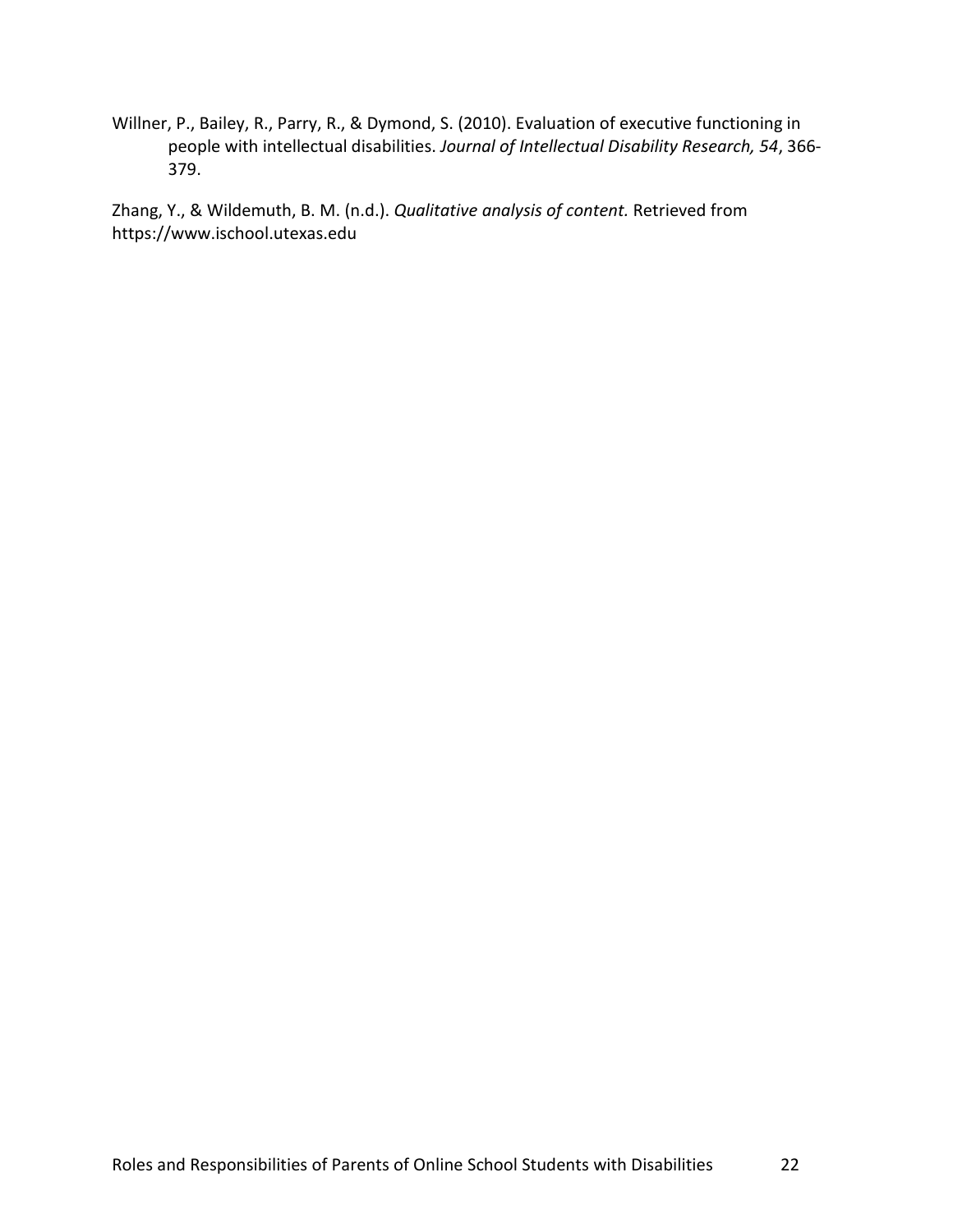Willner, P., Bailey, R., Parry, R., & Dymond, S. (2010). Evaluation of executive functioning in people with intellectual disabilities. *Journal of Intellectual Disability Research, 54*, 366-379.

Zhang, Y., & Wildemuth, B. M. (n.d.). *Qualitative analysis of content.* Retrieved from https://www.ischool.utexas.edu